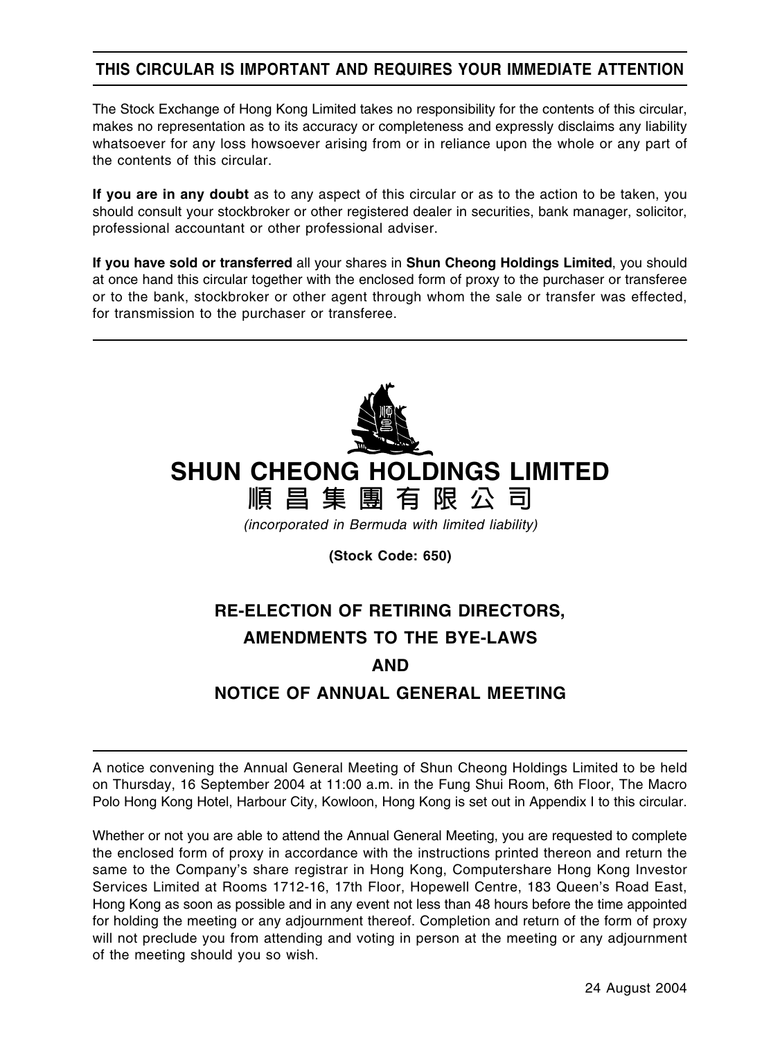**THIS CIRCULAR IS IMPORTANT AND REQUIRES YOUR IMMEDIATE ATTENTION**

The Stock Exchange of Hong Kong Limited takes no responsibility for the contents of this circular, makes no representation as to its accuracy or completeness and expressly disclaims any liability whatsoever for any loss howsoever arising from or in reliance upon the whole or any part of the contents of this circular.

**If you are in any doubt** as to any aspect of this circular or as to the action to be taken, you should consult your stockbroker or other registered dealer in securities, bank manager, solicitor, professional accountant or other professional adviser.

**If you have sold or transferred** all your shares in **Shun Cheong Holdings Limited**, you should at once hand this circular together with the enclosed form of proxy to the purchaser or transferee or to the bank, stockbroker or other agent through whom the sale or transfer was effected, for transmission to the purchaser or transferee.

# SHUN CHEONG HOLDINGS LIMITED

# 順昌集團有限公司

*(incorporated in Bermuda with limited liability)*

**(Stock Code: 650)**

## RE-ELECTION OF RETIRING DIRECTORS, AMENDMENTS TO THE BYE-LAWS AND NOTICE OF ANNUAL GENERAL MEETING

A notice convening the Annual General Meeting of Shun Cheong Holdings Limited to be held on Thursday, 16 September 2004 at 11:00 a.m. in the Fung Shui Room, 6th Floor, The Macro Polo Hong Kong Hotel, Harbour City, Kowloon, Hong Kong is set out in Appendix I to this circular.

Whether or not you are able to attend the Annual General Meeting, you are requested to complete the enclosed form of proxy in accordance with the instructions printed thereon and return the same to the Company's share registrar in Hong Kong, Computershare Hong Kong Investor Services Limited at Rooms 1712-16, 17th Floor, Hopewell Centre, 183 Queen's Road East, Hong Kong as soon as possible and in any event not less than 48 hours before the time appointed for holding the meeting or any adjournment thereof. Completion and return of the form of proxy will not preclude you from attending and voting in person at the meeting or any adjournment of the meeting should you so wish.

24 August 2004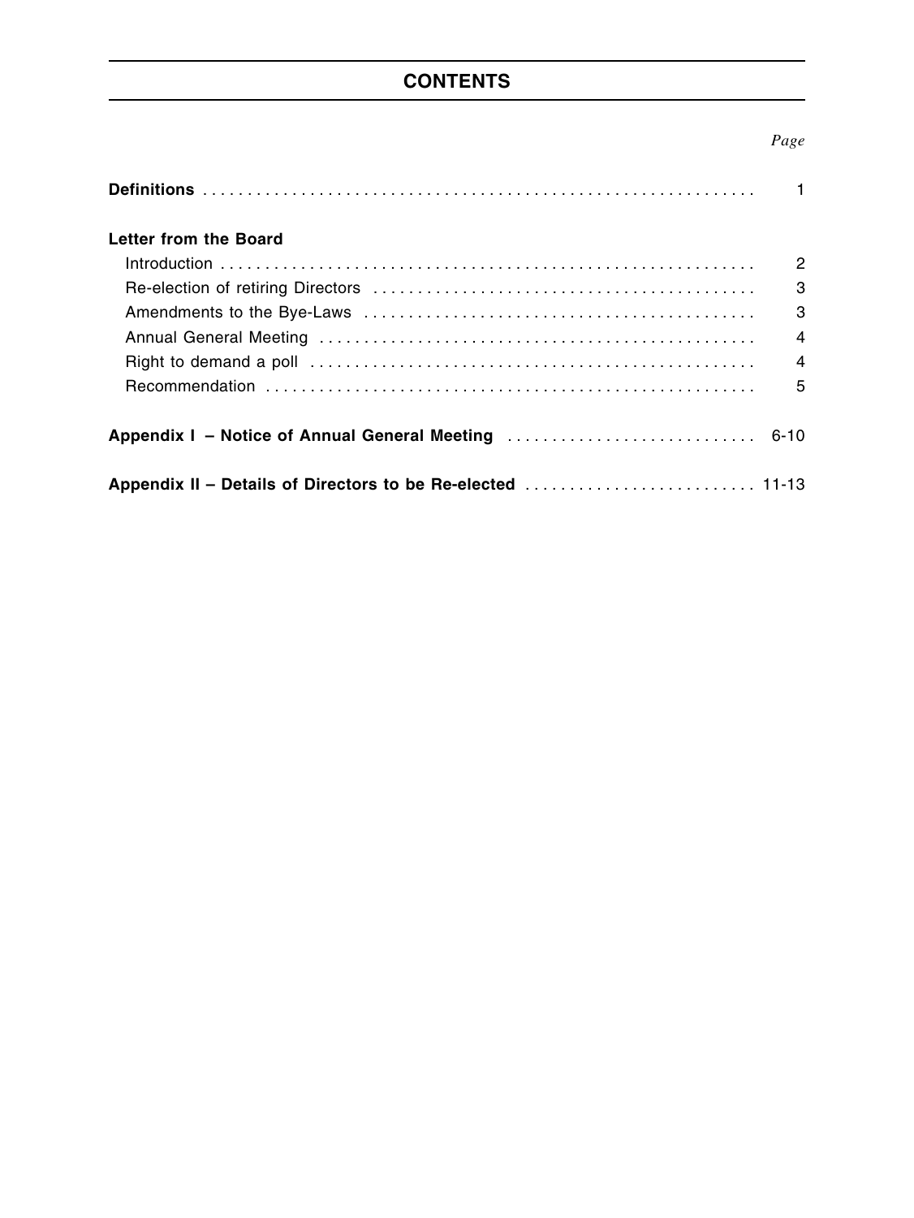# CONTENTS

| | *Page* |
|---|---|
| **Definitions** | 1 |
| **Letter from the Board** | |
| Introduction | 2 |
| Re-election of retiring Directors | 3 |
| Amendments to the Bye-Laws | 3 |
| Annual General Meeting | 4 |
| Right to demand a poll | 4 |
| Recommendation | 5 |
| **Appendix I – Notice of Annual General Meeting** | 6-10 |
| **Appendix II – Details of Directors to be Re-elected** | 11-13 |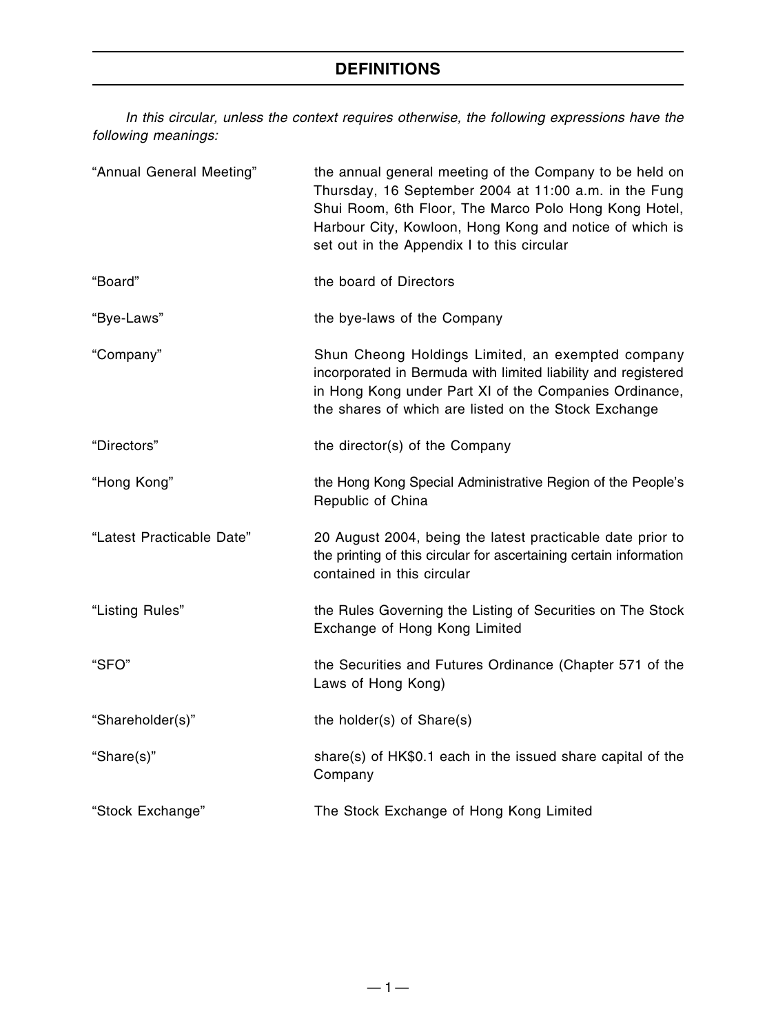# DEFINITIONS

*In this circular, unless the context requires otherwise, the following expressions have the following meanings:*

| | |
|---|---|
| "Annual General Meeting" | the annual general meeting of the Company to be held on Thursday, 16 September 2004 at 11:00 a.m. in the Fung Shui Room, 6th Floor, The Marco Polo Hong Kong Hotel, Harbour City, Kowloon, Hong Kong and notice of which is set out in the Appendix I to this circular |
| "Board" | the board of Directors |
| "Bye-Laws" | the bye-laws of the Company |
| "Company" | Shun Cheong Holdings Limited, an exempted company incorporated in Bermuda with limited liability and registered in Hong Kong under Part XI of the Companies Ordinance, the shares of which are listed on the Stock Exchange |
| "Directors" | the director(s) of the Company |
| "Hong Kong" | the Hong Kong Special Administrative Region of the People's Republic of China |
| "Latest Practicable Date" | 20 August 2004, being the latest practicable date prior to the printing of this circular for ascertaining certain information contained in this circular |
| "Listing Rules" | the Rules Governing the Listing of Securities on The Stock Exchange of Hong Kong Limited |
| "SFO" | the Securities and Futures Ordinance (Chapter 571 of the Laws of Hong Kong) |
| "Shareholder(s)" | the holder(s) of Share(s) |
| "Share(s)" | share(s) of HK$0.1 each in the issued share capital of the Company |
| "Stock Exchange" | The Stock Exchange of Hong Kong Limited |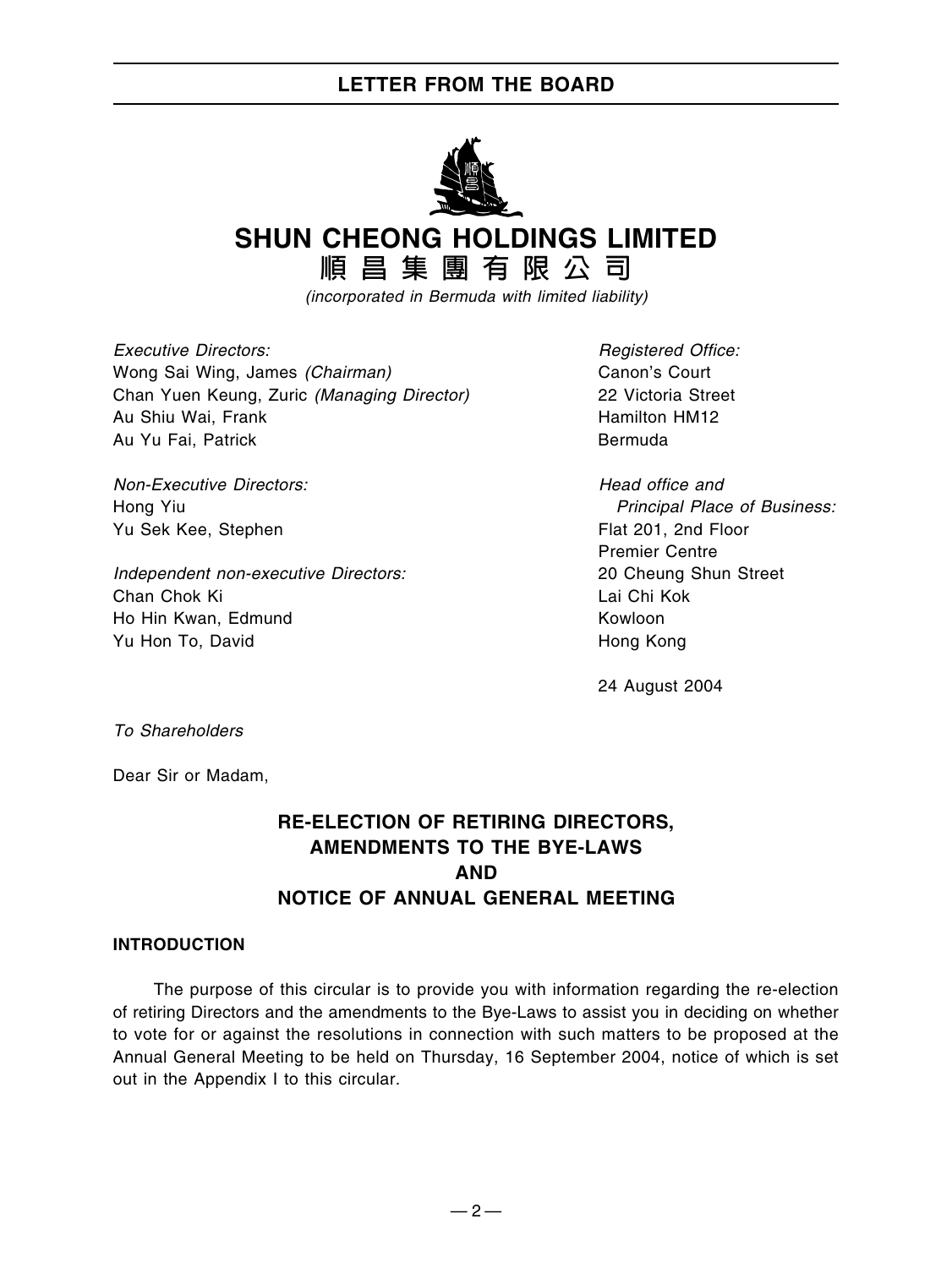# SHUN CHEONG HOLDINGS LIMITED

# 順昌集團有限公司

*(incorporated in Bermuda with limited liability)*

*Executive Directors:*
Wong Sai Wing, James *(Chairman)*
Chan Yuen Keung, Zuric *(Managing Director)*
Au Shiu Wai, Frank
Au Yu Fai, Patrick

*Non-Executive Directors:*
Hong Yiu
Yu Sek Kee, Stephen

*Independent non-executive Directors:*
Chan Chok Ki
Ho Hin Kwan, Edmund
Yu Hon To, David

*Registered Office:*
Canon's Court
22 Victoria Street
Hamilton HM12
Bermuda

*Head office and Principal Place of Business:*
Flat 201, 2nd Floor
Premier Centre
20 Cheung Shun Street
Lai Chi Kok
Kowloon
Hong Kong

24 August 2004

*To Shareholders*

Dear Sir or Madam,

## RE-ELECTION OF RETIRING DIRECTORS, AMENDMENTS TO THE BYE-LAWS AND NOTICE OF ANNUAL GENERAL MEETING

### INTRODUCTION

The purpose of this circular is to provide you with information regarding the re-election of retiring Directors and the amendments to the Bye-Laws to assist you in deciding on whether to vote for or against the resolutions in connection with such matters to be proposed at the Annual General Meeting to be held on Thursday, 16 September 2004, notice of which is set out in the Appendix I to this circular.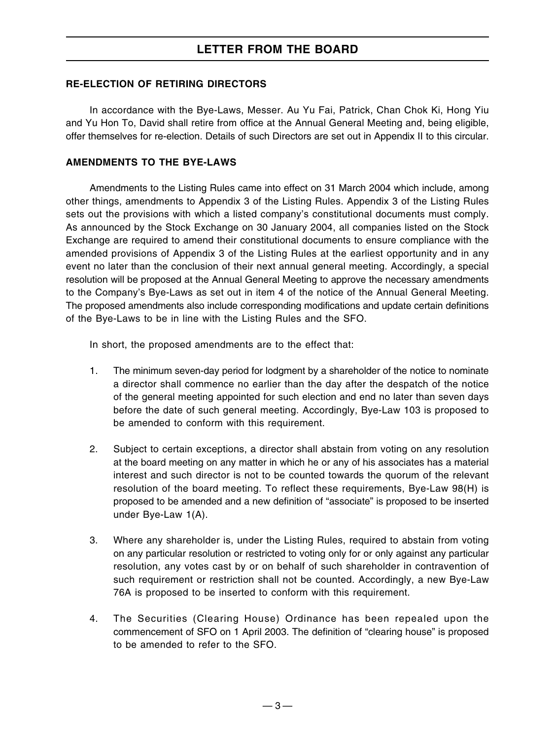# LETTER FROM THE BOARD

## RE-ELECTION OF RETIRING DIRECTORS

In accordance with the Bye-Laws, Messer. Au Yu Fai, Patrick, Chan Chok Ki, Hong Yiu and Yu Hon To, David shall retire from office at the Annual General Meeting and, being eligible, offer themselves for re-election. Details of such Directors are set out in Appendix II to this circular.

## AMENDMENTS TO THE BYE-LAWS

Amendments to the Listing Rules came into effect on 31 March 2004 which include, among other things, amendments to Appendix 3 of the Listing Rules. Appendix 3 of the Listing Rules sets out the provisions with which a listed company's constitutional documents must comply. As announced by the Stock Exchange on 30 January 2004, all companies listed on the Stock Exchange are required to amend their constitutional documents to ensure compliance with the amended provisions of Appendix 3 of the Listing Rules at the earliest opportunity and in any event no later than the conclusion of their next annual general meeting. Accordingly, a special resolution will be proposed at the Annual General Meeting to approve the necessary amendments to the Company's Bye-Laws as set out in item 4 of the notice of the Annual General Meeting. The proposed amendments also include corresponding modifications and update certain definitions of the Bye-Laws to be in line with the Listing Rules and the SFO.

In short, the proposed amendments are to the effect that:

1. The minimum seven-day period for lodgment by a shareholder of the notice to nominate a director shall commence no earlier than the day after the despatch of the notice of the general meeting appointed for such election and end no later than seven days before the date of such general meeting. Accordingly, Bye-Law 103 is proposed to be amended to conform with this requirement.

2. Subject to certain exceptions, a director shall abstain from voting on any resolution at the board meeting on any matter in which he or any of his associates has a material interest and such director is not to be counted towards the quorum of the relevant resolution of the board meeting. To reflect these requirements, Bye-Law 98(H) is proposed to be amended and a new definition of "associate" is proposed to be inserted under Bye-Law 1(A).

3. Where any shareholder is, under the Listing Rules, required to abstain from voting on any particular resolution or restricted to voting only for or only against any particular resolution, any votes cast by or on behalf of such shareholder in contravention of such requirement or restriction shall not be counted. Accordingly, a new Bye-Law 76A is proposed to be inserted to conform with this requirement.

4. The Securities (Clearing House) Ordinance has been repealed upon the commencement of SFO on 1 April 2003. The definition of "clearing house" is proposed to be amended to refer to the SFO.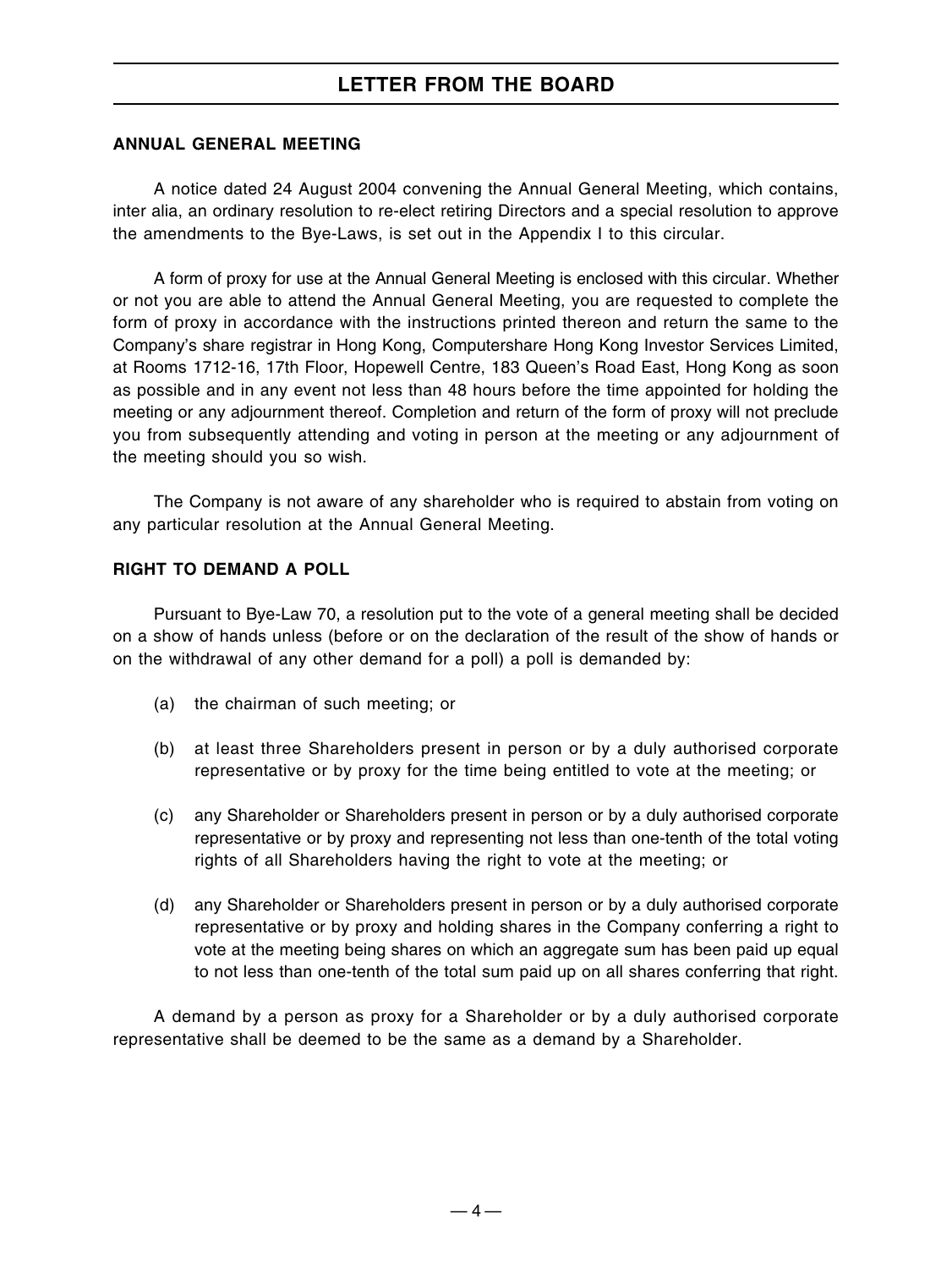## LETTER FROM THE BOARD

### ANNUAL GENERAL MEETING

A notice dated 24 August 2004 convening the Annual General Meeting, which contains, inter alia, an ordinary resolution to re-elect retiring Directors and a special resolution to approve the amendments to the Bye-Laws, is set out in the Appendix I to this circular.

A form of proxy for use at the Annual General Meeting is enclosed with this circular. Whether or not you are able to attend the Annual General Meeting, you are requested to complete the form of proxy in accordance with the instructions printed thereon and return the same to the Company's share registrar in Hong Kong, Computershare Hong Kong Investor Services Limited, at Rooms 1712-16, 17th Floor, Hopewell Centre, 183 Queen's Road East, Hong Kong as soon as possible and in any event not less than 48 hours before the time appointed for holding the meeting or any adjournment thereof. Completion and return of the form of proxy will not preclude you from subsequently attending and voting in person at the meeting or any adjournment of the meeting should you so wish.

The Company is not aware of any shareholder who is required to abstain from voting on any particular resolution at the Annual General Meeting.

### RIGHT TO DEMAND A POLL

Pursuant to Bye-Law 70, a resolution put to the vote of a general meeting shall be decided on a show of hands unless (before or on the declaration of the result of the show of hands or on the withdrawal of any other demand for a poll) a poll is demanded by:

(a) the chairman of such meeting; or

(b) at least three Shareholders present in person or by a duly authorised corporate representative or by proxy for the time being entitled to vote at the meeting; or

(c) any Shareholder or Shareholders present in person or by a duly authorised corporate representative or by proxy and representing not less than one-tenth of the total voting rights of all Shareholders having the right to vote at the meeting; or

(d) any Shareholder or Shareholders present in person or by a duly authorised corporate representative or by proxy and holding shares in the Company conferring a right to vote at the meeting being shares on which an aggregate sum has been paid up equal to not less than one-tenth of the total sum paid up on all shares conferring that right.

A demand by a person as proxy for a Shareholder or by a duly authorised corporate representative shall be deemed to be the same as a demand by a Shareholder.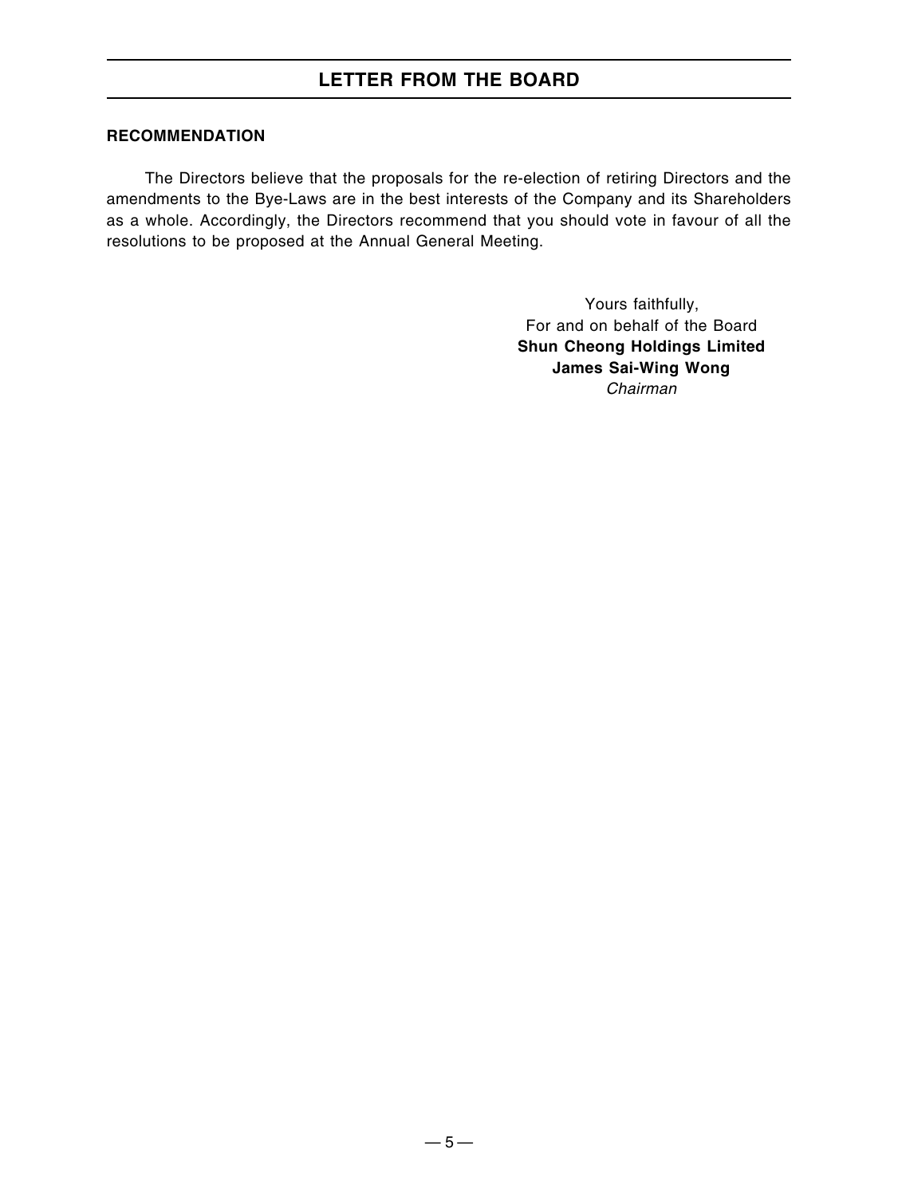# LETTER FROM THE BOARD

## RECOMMENDATION

The Directors believe that the proposals for the re-election of retiring Directors and the amendments to the Bye-Laws are in the best interests of the Company and its Shareholders as a whole. Accordingly, the Directors recommend that you should vote in favour of all the resolutions to be proposed at the Annual General Meeting.

Yours faithfully,
For and on behalf of the Board
**Shun Cheong Holdings Limited**
**James Sai-Wing Wong**
*Chairman*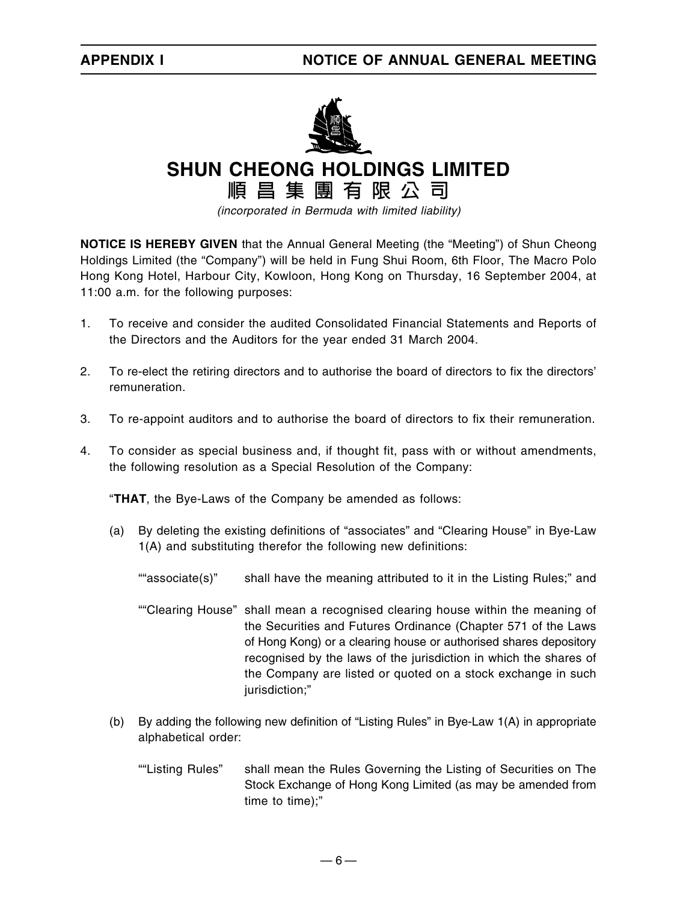# SHUN CHEONG HOLDINGS LIMITED

# 順昌集團有限公司

*(incorporated in Bermuda with limited liability)*

**NOTICE IS HEREBY GIVEN** that the Annual General Meeting (the "Meeting") of Shun Cheong Holdings Limited (the "Company") will be held in Fung Shui Room, 6th Floor, The Macro Polo Hong Kong Hotel, Harbour City, Kowloon, Hong Kong on Thursday, 16 September 2004, at 11:00 a.m. for the following purposes:

1. To receive and consider the audited Consolidated Financial Statements and Reports of the Directors and the Auditors for the year ended 31 March 2004.

2. To re-elect the retiring directors and to authorise the board of directors to fix the directors' remuneration.

3. To re-appoint auditors and to authorise the board of directors to fix their remuneration.

4. To consider as special business and, if thought fit, pass with or without amendments, the following resolution as a Special Resolution of the Company:

   "**THAT**, the Bye-Laws of the Company be amended as follows:

   (a) By deleting the existing definitions of "associates" and "Clearing House" in Bye-Law 1(A) and substituting therefor the following new definitions:

   ""associate(s)" shall have the meaning attributed to it in the Listing Rules;" and

   ""Clearing House" shall mean a recognised clearing house within the meaning of the Securities and Futures Ordinance (Chapter 571 of the Laws of Hong Kong) or a clearing house or authorised shares depository recognised by the laws of the jurisdiction in which the shares of the Company are listed or quoted on a stock exchange in such jurisdiction;"

   (b) By adding the following new definition of "Listing Rules" in Bye-Law 1(A) in appropriate alphabetical order:

   ""Listing Rules" shall mean the Rules Governing the Listing of Securities on The Stock Exchange of Hong Kong Limited (as may be amended from time to time);"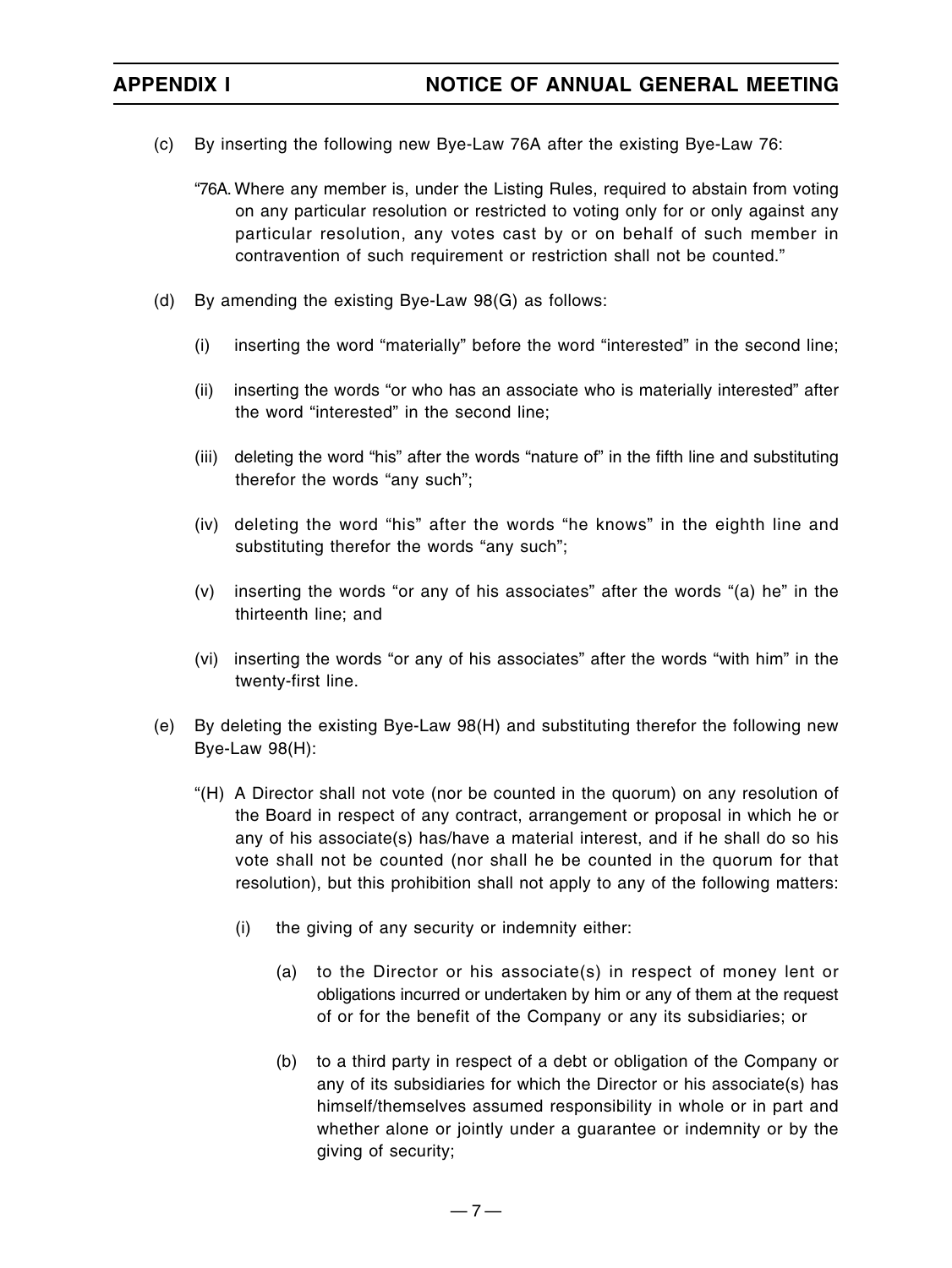(c) By inserting the following new Bye-Law 76A after the existing Bye-Law 76:

"76A. Where any member is, under the Listing Rules, required to abstain from voting on any particular resolution or restricted to voting only for or only against any particular resolution, any votes cast by or on behalf of such member in contravention of such requirement or restriction shall not be counted."

(d) By amending the existing Bye-Law 98(G) as follows:

(i) inserting the word "materially" before the word "interested" in the second line;

(ii) inserting the words "or who has an associate who is materially interested" after the word "interested" in the second line;

(iii) deleting the word "his" after the words "nature of" in the fifth line and substituting therefor the words "any such";

(iv) deleting the word "his" after the words "he knows" in the eighth line and substituting therefor the words "any such";

(v) inserting the words "or any of his associates" after the words "(a) he" in the thirteenth line; and

(vi) inserting the words "or any of his associates" after the words "with him" in the twenty-first line.

(e) By deleting the existing Bye-Law 98(H) and substituting therefor the following new Bye-Law 98(H):

"(H) A Director shall not vote (nor be counted in the quorum) on any resolution of the Board in respect of any contract, arrangement or proposal in which he or any of his associate(s) has/have a material interest, and if he shall do so his vote shall not be counted (nor shall he be counted in the quorum for that resolution), but this prohibition shall not apply to any of the following matters:

(i) the giving of any security or indemnity either:

(a) to the Director or his associate(s) in respect of money lent or obligations incurred or undertaken by him or any of them at the request of or for the benefit of the Company or any its subsidiaries; or

(b) to a third party in respect of a debt or obligation of the Company or any of its subsidiaries for which the Director or his associate(s) has himself/themselves assumed responsibility in whole or in part and whether alone or jointly under a guarantee or indemnity or by the giving of security;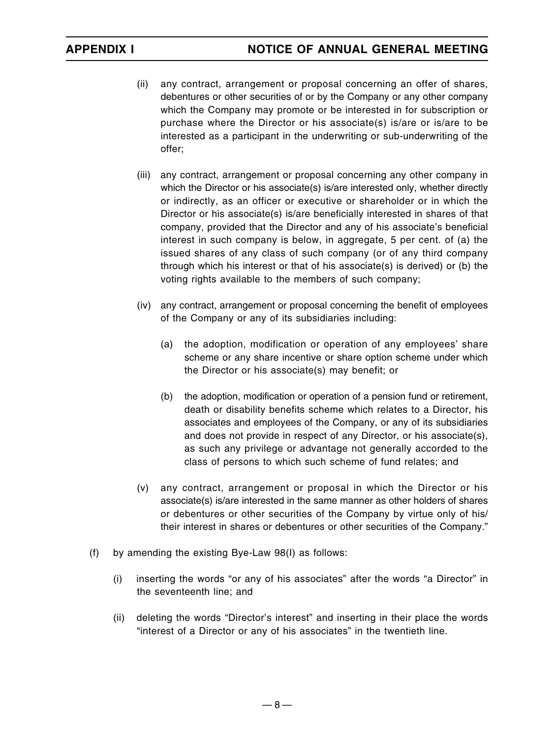(ii) any contract, arrangement or proposal concerning an offer of shares, debentures or other securities of or by the Company or any other company which the Company may promote or be interested in for subscription or purchase where the Director or his associate(s) is/are or is/are to be interested as a participant in the underwriting or sub-underwriting of the offer;

(iii) any contract, arrangement or proposal concerning any other company in which the Director or his associate(s) is/are interested only, whether directly or indirectly, as an officer or executive or shareholder or in which the Director or his associate(s) is/are beneficially interested in shares of that company, provided that the Director and any of his associate's beneficial interest in such company is below, in aggregate, 5 per cent. of (a) the issued shares of any class of such company (or of any third company through which his interest or that of his associate(s) is derived) or (b) the voting rights available to the members of such company;

(iv) any contract, arrangement or proposal concerning the benefit of employees of the Company or any of its subsidiaries including:

   (a) the adoption, modification or operation of any employees' share scheme or any share incentive or share option scheme under which the Director or his associate(s) may benefit; or

   (b) the adoption, modification or operation of a pension fund or retirement, death or disability benefits scheme which relates to a Director, his associates and employees of the Company, or any of its subsidiaries and does not provide in respect of any Director, or his associate(s), as such any privilege or advantage not generally accorded to the class of persons to which such scheme of fund relates; and

(v) any contract, arrangement or proposal in which the Director or his associate(s) is/are interested in the same manner as other holders of shares or debentures or other securities of the Company by virtue only of his/ their interest in shares or debentures or other securities of the Company."

(f) by amending the existing Bye-Law 98(I) as follows:

   (i) inserting the words "or any of his associates" after the words "a Director" in the seventeenth line; and

   (ii) deleting the words "Director's interest" and inserting in their place the words "interest of a Director or any of his associates" in the twentieth line.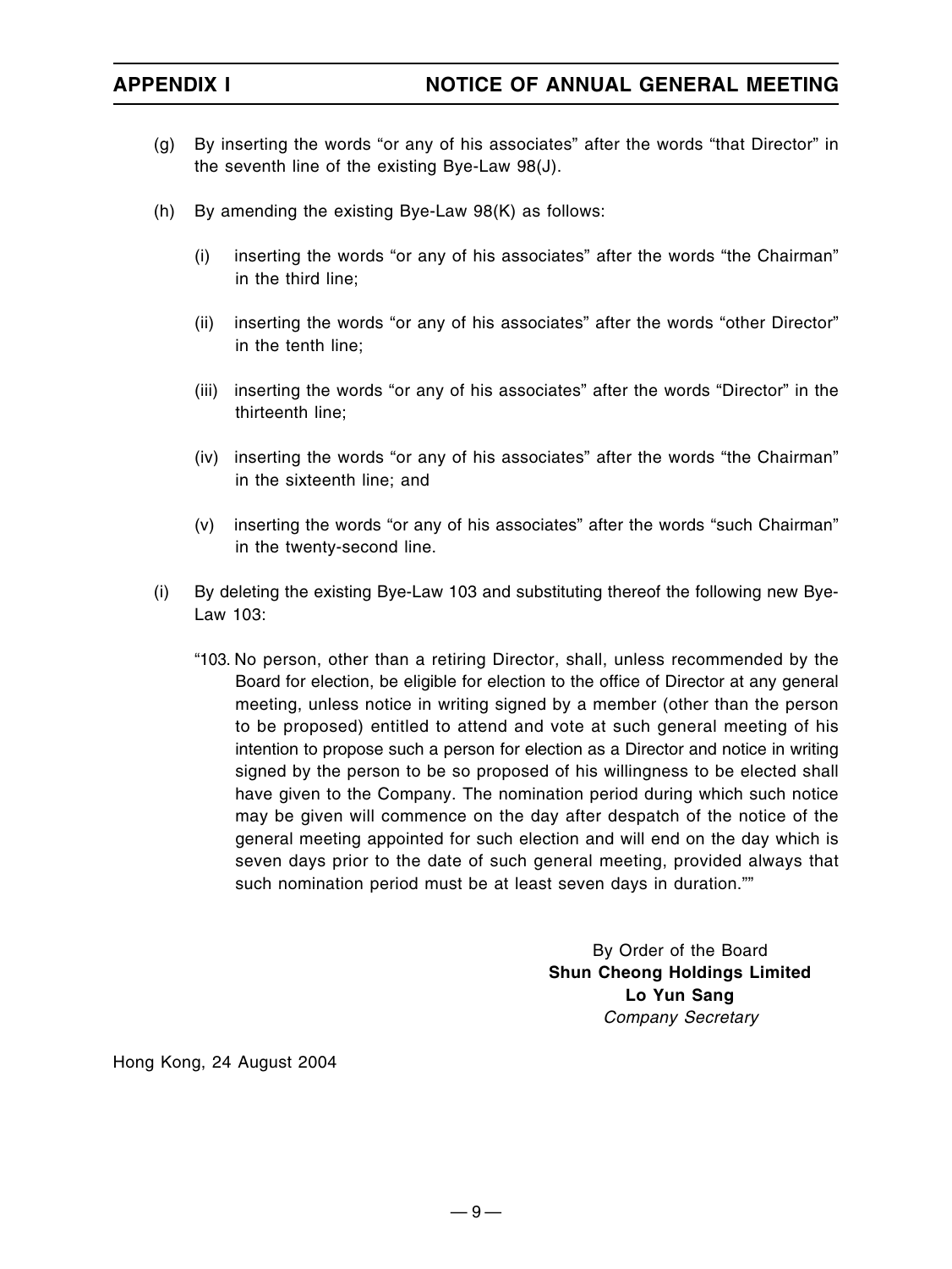(g) By inserting the words "or any of his associates" after the words "that Director" in the seventh line of the existing Bye-Law 98(J).

(h) By amending the existing Bye-Law 98(K) as follows:

   (i) inserting the words "or any of his associates" after the words "the Chairman" in the third line;

   (ii) inserting the words "or any of his associates" after the words "other Director" in the tenth line;

   (iii) inserting the words "or any of his associates" after the words "Director" in the thirteenth line;

   (iv) inserting the words "or any of his associates" after the words "the Chairman" in the sixteenth line; and

   (v) inserting the words "or any of his associates" after the words "such Chairman" in the twenty-second line.

(i) By deleting the existing Bye-Law 103 and substituting thereof the following new Bye-Law 103:

   "103. No person, other than a retiring Director, shall, unless recommended by the Board for election, be eligible for election to the office of Director at any general meeting, unless notice in writing signed by a member (other than the person to be proposed) entitled to attend and vote at such general meeting of his intention to propose such a person for election as a Director and notice in writing signed by the person to be so proposed of his willingness to be elected shall have given to the Company. The nomination period during which such notice may be given will commence on the day after despatch of the notice of the general meeting appointed for such election and will end on the day which is seven days prior to the date of such general meeting, provided always that such nomination period must be at least seven days in duration.""

By Order of the Board
**Shun Cheong Holdings Limited**
**Lo Yun Sang**
*Company Secretary*

Hong Kong, 24 August 2004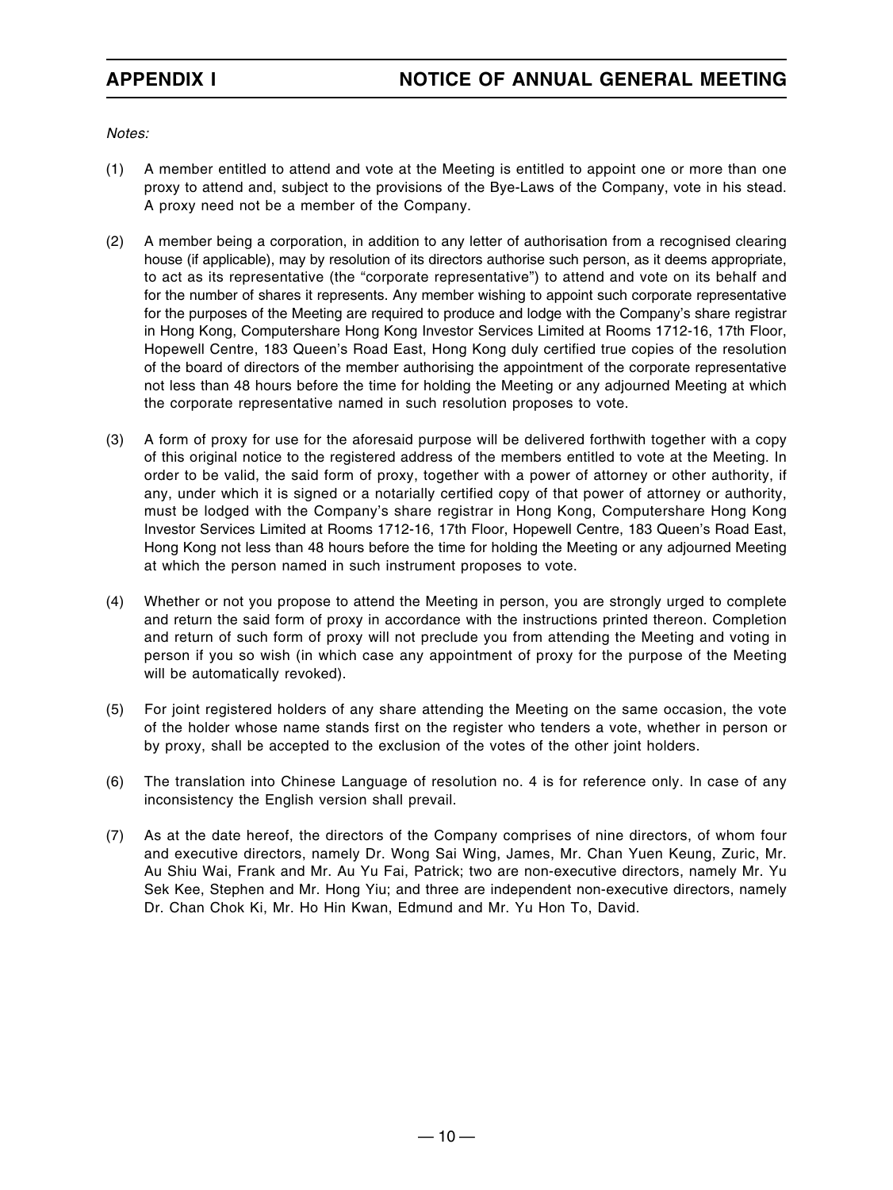*Notes:*

(1) A member entitled to attend and vote at the Meeting is entitled to appoint one or more than one proxy to attend and, subject to the provisions of the Bye-Laws of the Company, vote in his stead. A proxy need not be a member of the Company.

(2) A member being a corporation, in addition to any letter of authorisation from a recognised clearing house (if applicable), may by resolution of its directors authorise such person, as it deems appropriate, to act as its representative (the "corporate representative") to attend and vote on its behalf and for the number of shares it represents. Any member wishing to appoint such corporate representative for the purposes of the Meeting are required to produce and lodge with the Company's share registrar in Hong Kong, Computershare Hong Kong Investor Services Limited at Rooms 1712-16, 17th Floor, Hopewell Centre, 183 Queen's Road East, Hong Kong duly certified true copies of the resolution of the board of directors of the member authorising the appointment of the corporate representative not less than 48 hours before the time for holding the Meeting or any adjourned Meeting at which the corporate representative named in such resolution proposes to vote.

(3) A form of proxy for use for the aforesaid purpose will be delivered forthwith together with a copy of this original notice to the registered address of the members entitled to vote at the Meeting. In order to be valid, the said form of proxy, together with a power of attorney or other authority, if any, under which it is signed or a notarially certified copy of that power of attorney or authority, must be lodged with the Company's share registrar in Hong Kong, Computershare Hong Kong Investor Services Limited at Rooms 1712-16, 17th Floor, Hopewell Centre, 183 Queen's Road East, Hong Kong not less than 48 hours before the time for holding the Meeting or any adjourned Meeting at which the person named in such instrument proposes to vote.

(4) Whether or not you propose to attend the Meeting in person, you are strongly urged to complete and return the said form of proxy in accordance with the instructions printed thereon. Completion and return of such form of proxy will not preclude you from attending the Meeting and voting in person if you so wish (in which case any appointment of proxy for the purpose of the Meeting will be automatically revoked).

(5) For joint registered holders of any share attending the Meeting on the same occasion, the vote of the holder whose name stands first on the register who tenders a vote, whether in person or by proxy, shall be accepted to the exclusion of the votes of the other joint holders.

(6) The translation into Chinese Language of resolution no. 4 is for reference only. In case of any inconsistency the English version shall prevail.

(7) As at the date hereof, the directors of the Company comprises of nine directors, of whom four and executive directors, namely Dr. Wong Sai Wing, James, Mr. Chan Yuen Keung, Zuric, Mr. Au Shiu Wai, Frank and Mr. Au Yu Fai, Patrick; two are non-executive directors, namely Mr. Yu Sek Kee, Stephen and Mr. Hong Yiu; and three are independent non-executive directors, namely Dr. Chan Chok Ki, Mr. Ho Hin Kwan, Edmund and Mr. Yu Hon To, David.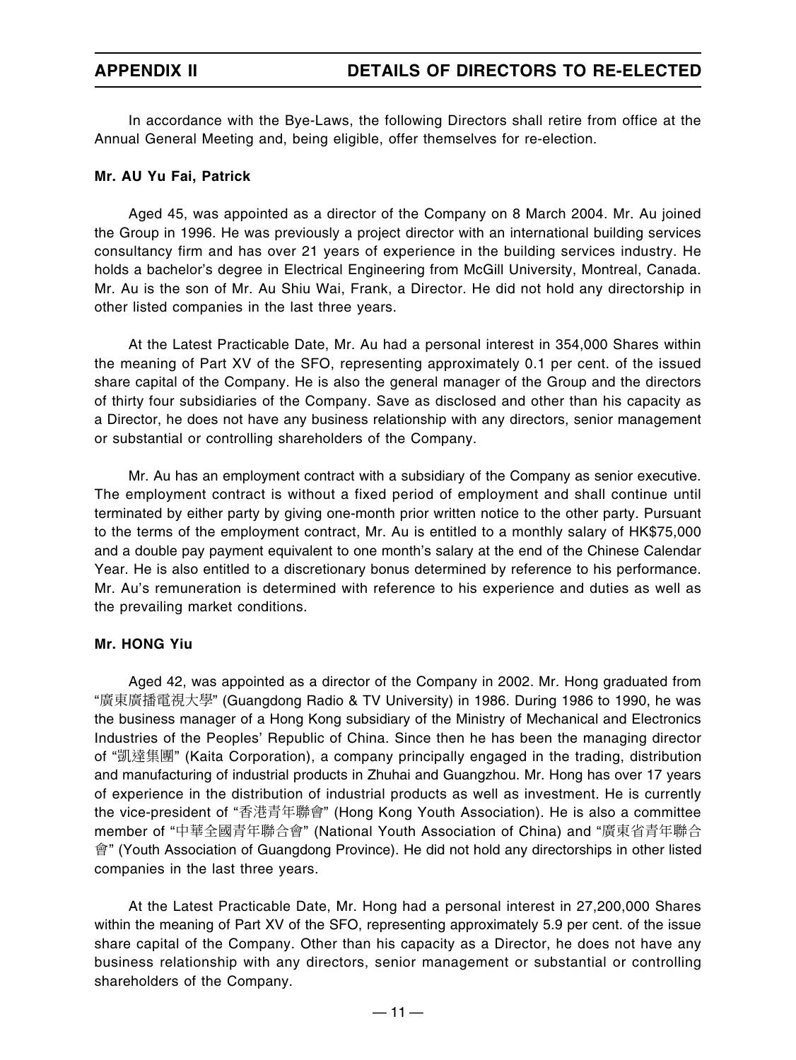In accordance with the Bye-Laws, the following Directors shall retire from office at the Annual General Meeting and, being eligible, offer themselves for re-election.

**Mr. AU Yu Fai, Patrick**

Aged 45, was appointed as a director of the Company on 8 March 2004. Mr. Au joined the Group in 1996. He was previously a project director with an international building services consultancy firm and has over 21 years of experience in the building services industry. He holds a bachelor's degree in Electrical Engineering from McGill University, Montreal, Canada. Mr. Au is the son of Mr. Au Shiu Wai, Frank, a Director. He did not hold any directorship in other listed companies in the last three years.

At the Latest Practicable Date, Mr. Au had a personal interest in 354,000 Shares within the meaning of Part XV of the SFO, representing approximately 0.1 per cent. of the issued share capital of the Company. He is also the general manager of the Group and the directors of thirty four subsidiaries of the Company. Save as disclosed and other than his capacity as a Director, he does not have any business relationship with any directors, senior management or substantial or controlling shareholders of the Company.

Mr. Au has an employment contract with a subsidiary of the Company as senior executive. The employment contract is without a fixed period of employment and shall continue until terminated by either party by giving one-month prior written notice to the other party. Pursuant to the terms of the employment contract, Mr. Au is entitled to a monthly salary of HK$75,000 and a double pay payment equivalent to one month's salary at the end of the Chinese Calendar Year. He is also entitled to a discretionary bonus determined by reference to his performance. Mr. Au's remuneration is determined with reference to his experience and duties as well as the prevailing market conditions.

**Mr. HONG Yiu**

Aged 42, was appointed as a director of the Company in 2002. Mr. Hong graduated from "廣東廣播電視大學" (Guangdong Radio & TV University) in 1986. During 1986 to 1990, he was the business manager of a Hong Kong subsidiary of the Ministry of Mechanical and Electronics Industries of the Peoples' Republic of China. Since then he has been the managing director of "凱達集團" (Kaita Corporation), a company principally engaged in the trading, distribution and manufacturing of industrial products in Zhuhai and Guangzhou. Mr. Hong has over 17 years of experience in the distribution of industrial products as well as investment. He is currently the vice-president of "香港青年聯會" (Hong Kong Youth Association). He is also a committee member of "中華全國青年聯合會" (National Youth Association of China) and "廣東省青年聯合會" (Youth Association of Guangdong Province). He did not hold any directorships in other listed companies in the last three years.

At the Latest Practicable Date, Mr. Hong had a personal interest in 27,200,000 Shares within the meaning of Part XV of the SFO, representing approximately 5.9 per cent. of the issue share capital of the Company. Other than his capacity as a Director, he does not have any business relationship with any directors, senior management or substantial or controlling shareholders of the Company.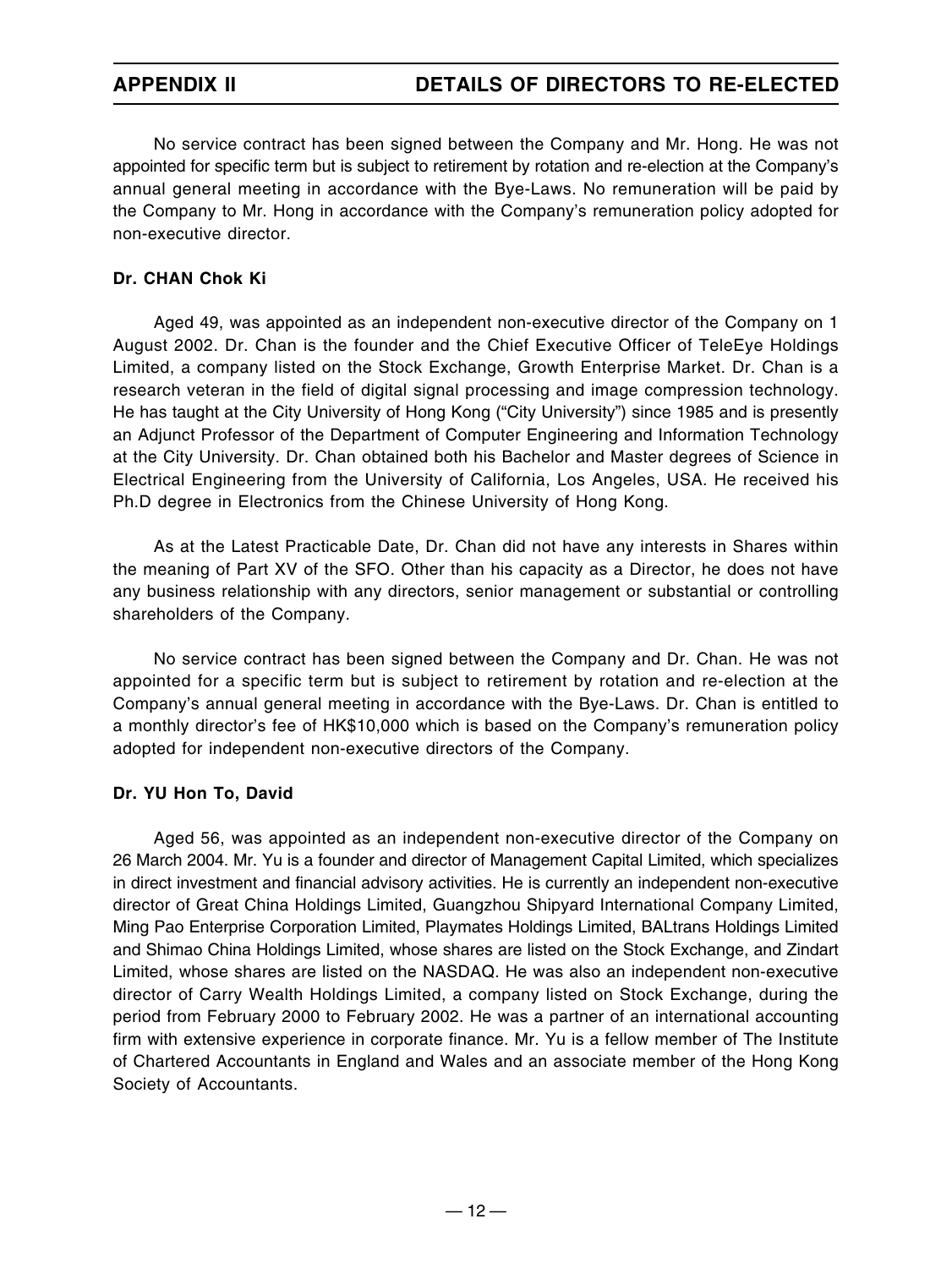No service contract has been signed between the Company and Mr. Hong. He was not appointed for specific term but is subject to retirement by rotation and re-election at the Company's annual general meeting in accordance with the Bye-Laws. No remuneration will be paid by the Company to Mr. Hong in accordance with the Company's remuneration policy adopted for non-executive director.

**Dr. CHAN Chok Ki**

Aged 49, was appointed as an independent non-executive director of the Company on 1 August 2002. Dr. Chan is the founder and the Chief Executive Officer of TeleEye Holdings Limited, a company listed on the Stock Exchange, Growth Enterprise Market. Dr. Chan is a research veteran in the field of digital signal processing and image compression technology. He has taught at the City University of Hong Kong ("City University") since 1985 and is presently an Adjunct Professor of the Department of Computer Engineering and Information Technology at the City University. Dr. Chan obtained both his Bachelor and Master degrees of Science in Electrical Engineering from the University of California, Los Angeles, USA. He received his Ph.D degree in Electronics from the Chinese University of Hong Kong.

As at the Latest Practicable Date, Dr. Chan did not have any interests in Shares within the meaning of Part XV of the SFO. Other than his capacity as a Director, he does not have any business relationship with any directors, senior management or substantial or controlling shareholders of the Company.

No service contract has been signed between the Company and Dr. Chan. He was not appointed for a specific term but is subject to retirement by rotation and re-election at the Company's annual general meeting in accordance with the Bye-Laws. Dr. Chan is entitled to a monthly director's fee of HK$10,000 which is based on the Company's remuneration policy adopted for independent non-executive directors of the Company.

**Dr. YU Hon To, David**

Aged 56, was appointed as an independent non-executive director of the Company on 26 March 2004. Mr. Yu is a founder and director of Management Capital Limited, which specializes in direct investment and financial advisory activities. He is currently an independent non-executive director of Great China Holdings Limited, Guangzhou Shipyard International Company Limited, Ming Pao Enterprise Corporation Limited, Playmates Holdings Limited, BALtrans Holdings Limited and Shimao China Holdings Limited, whose shares are listed on the Stock Exchange, and Zindart Limited, whose shares are listed on the NASDAQ. He was also an independent non-executive director of Carry Wealth Holdings Limited, a company listed on Stock Exchange, during the period from February 2000 to February 2002. He was a partner of an international accounting firm with extensive experience in corporate finance. Mr. Yu is a fellow member of The Institute of Chartered Accountants in England and Wales and an associate member of the Hong Kong Society of Accountants.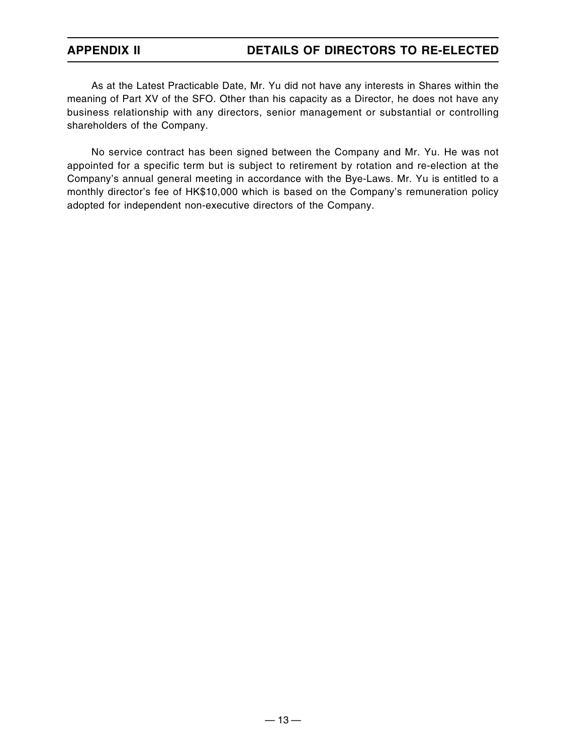As at the Latest Practicable Date, Mr. Yu did not have any interests in Shares within the meaning of Part XV of the SFO. Other than his capacity as a Director, he does not have any business relationship with any directors, senior management or substantial or controlling shareholders of the Company.

No service contract has been signed between the Company and Mr. Yu. He was not appointed for a specific term but is subject to retirement by rotation and re-election at the Company's annual general meeting in accordance with the Bye-Laws. Mr. Yu is entitled to a monthly director's fee of HK$10,000 which is based on the Company's remuneration policy adopted for independent non-executive directors of the Company.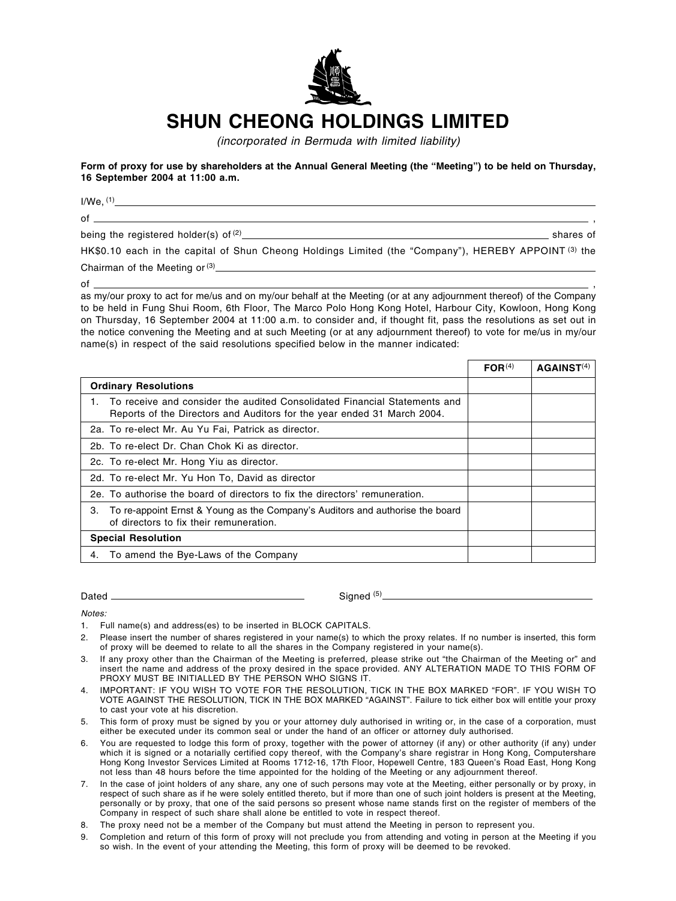# SHUN CHEONG HOLDINGS LIMITED

*(incorporated in Bermuda with limited liability)*

**Form of proxy for use by shareholders at the Annual General Meeting (the "Meeting") to be held on Thursday, 16 September 2004 at 11:00 a.m.**

I/We, [(1)] ____________________________________________

of ____________________________________________ ,

being the registered holder(s) of [(2)] ______________________ shares of HK$0.10 each in the capital of Shun Cheong Holdings Limited (the "Company"), HEREBY APPOINT [(3)] the Chairman of the Meeting or [(3)] ____________________________

of ____________________________________________ ,

as my/our proxy to act for me/us and on my/our behalf at the Meeting (or at any adjournment thereof) of the Company to be held in Fung Shui Room, 6th Floor, The Marco Polo Hong Kong Hotel, Harbour City, Kowloon, Hong Kong on Thursday, 16 September 2004 at 11:00 a.m. to consider and, if thought fit, pass the resolutions as set out in the notice convening the Meeting and at such Meeting (or at any adjournment thereof) to vote for me/us in my/our name(s) in respect of the said resolutions specified below in the manner indicated:

| | FOR[(4)] | AGAINST[(4)] |
|---|---|---|
| **Ordinary Resolutions** | | |
| 1. To receive and consider the audited Consolidated Financial Statements and Reports of the Directors and Auditors for the year ended 31 March 2004. | | |
| 2a. To re-elect Mr. Au Yu Fai, Patrick as director. | | |
| 2b. To re-elect Dr. Chan Chok Ki as director. | | |
| 2c. To re-elect Mr. Hong Yiu as director. | | |
| 2d. To re-elect Mr. Yu Hon To, David as director | | |
| 2e. To authorise the board of directors to fix the directors' remuneration. | | |
| 3. To re-appoint Ernst & Young as the Company's Auditors and authorise the board of directors to fix their remuneration. | | |
| **Special Resolution** | | |
| 4. To amend the Bye-Laws of the Company | | |

Dated ______________________ Signed [(5)] ______________________

*Notes:*

1. Full name(s) and address(es) to be inserted in BLOCK CAPITALS.
2. Please insert the number of shares registered in your name(s) to which the proxy relates. If no number is inserted, this form of proxy will be deemed to relate to all the shares in the Company registered in your name(s).
3. If any proxy other than the Chairman of the Meeting is preferred, please strike out "the Chairman of the Meeting or" and insert the name and address of the proxy desired in the space provided. ANY ALTERATION MADE TO THIS FORM OF PROXY MUST BE INITIALLED BY THE PERSON WHO SIGNS IT.
4. IMPORTANT: IF YOU WISH TO VOTE FOR THE RESOLUTION, TICK IN THE BOX MARKED "FOR". IF YOU WISH TO VOTE AGAINST THE RESOLUTION, TICK IN THE BOX MARKED "AGAINST". Failure to tick either box will entitle your proxy to cast your vote at his discretion.
5. This form of proxy must be signed by you or your attorney duly authorised in writing or, in the case of a corporation, must either be executed under its common seal or under the hand of an officer or attorney duly authorised.
6. You are requested to lodge this form of proxy, together with the power of attorney (if any) or other authority (if any) under which it is signed or a notarially certified copy thereof, with the Company's share registrar in Hong Kong, Computershare Hong Kong Investor Services Limited at Rooms 1712-16, 17th Floor, Hopewell Centre, 183 Queen's Road East, Hong Kong not less than 48 hours before the time appointed for the holding of the Meeting or any adjournment thereof.
7. In the case of joint holders of any share, any one of such persons may vote at the Meeting, either personally or by proxy, in respect of such share as if he were solely entitled thereto, but if more than one of such joint holders is present at the Meeting, personally or by proxy, that one of the said persons so present whose name stands first on the register of members of the Company in respect of such share shall alone be entitled to vote in respect thereof.
8. The proxy need not be a member of the Company but must attend the Meeting in person to represent you.
9. Completion and return of this form of proxy will not preclude you from attending and voting in person at the Meeting if you so wish. In the event of your attending the Meeting, this form of proxy will be deemed to be revoked.